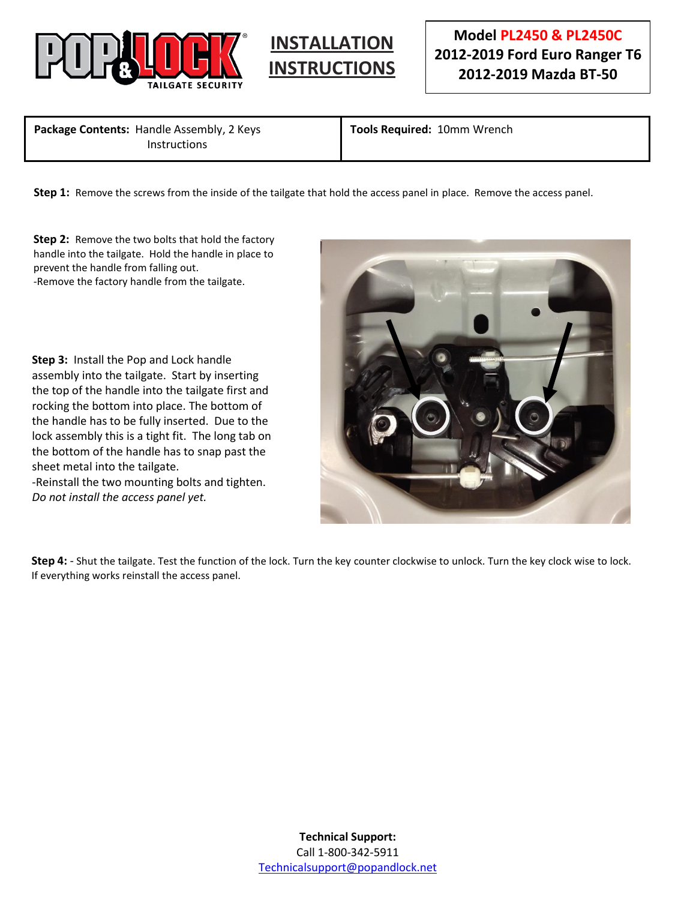# INSTALLATION INSTRUCTIONS

**Model PL2450 & PL2450C**
**2012-2019 Ford Euro Ranger T6**
**2012-2019 Mazda BT-50**

| **Package Contents:** Handle Assembly, 2 Keys<br>Instructions | **Tools Required:** 10mm Wrench |
| --- | --- |

**Step 1:** Remove the screws from the inside of the tailgate that hold the access panel in place. Remove the access panel.

**Step 2:** Remove the two bolts that hold the factory handle into the tailgate. Hold the handle in place to prevent the handle from falling out.
-Remove the factory handle from the tailgate.

**Step 3:** Install the Pop and Lock handle assembly into the tailgate. Start by inserting the top of the handle into the tailgate first and rocking the bottom into place. The bottom of the handle has to be fully inserted. Due to the lock assembly this is a tight fit. The long tab on the bottom of the handle has to snap past the sheet metal into the tailgate.
-Reinstall the two mounting bolts and tighten.
*Do not install the access panel yet.*

**Step 4:** - Shut the tailgate. Test the function of the lock. Turn the key counter clockwise to unlock. Turn the key clock wise to lock. If everything works reinstall the access panel.

**Technical Support:**
Call 1-800-342-5911
Technicalsupport@popandlock.net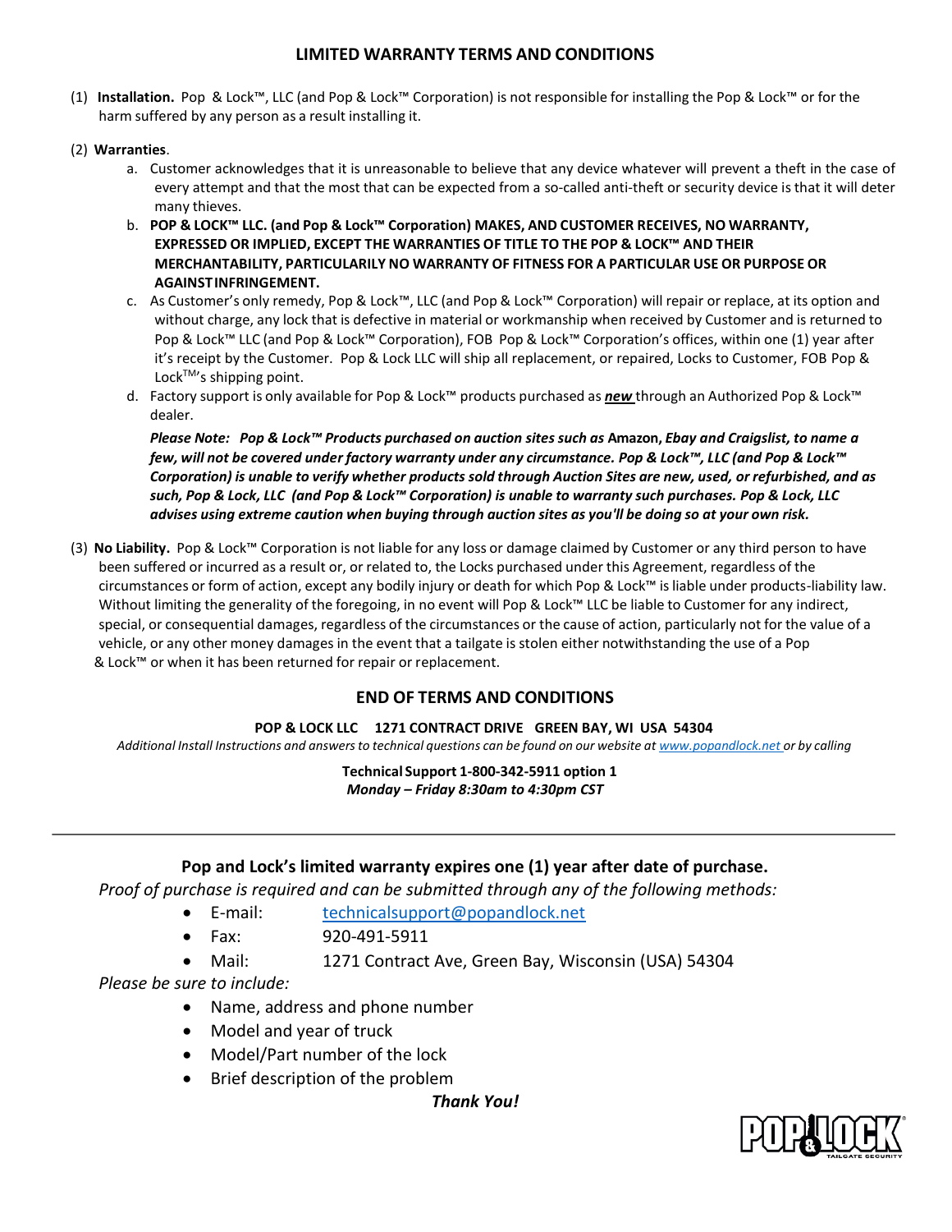## LIMITED WARRANTY TERMS AND CONDITIONS

(1) **Installation.** Pop & Lock™, LLC (and Pop & Lock™ Corporation) is not responsible for installing the Pop & Lock™ or for the harm suffered by any person as a result installing it.

(2) **Warranties**.

a. Customer acknowledges that it is unreasonable to believe that any device whatever will prevent a theft in the case of every attempt and that the most that can be expected from a so-called anti-theft or security device is that it will deter many thieves.

b. **POP & LOCK™ LLC. (and Pop & Lock™ Corporation) MAKES, AND CUSTOMER RECEIVES, NO WARRANTY, EXPRESSED OR IMPLIED, EXCEPT THE WARRANTIES OF TITLE TO THE POP & LOCK™ AND THEIR MERCHANTABILITY, PARTICULARILY NO WARRANTY OF FITNESS FOR A PARTICULAR USE OR PURPOSE OR AGAINST INFRINGEMENT.**

c. As Customer's only remedy, Pop & Lock™, LLC (and Pop & Lock™ Corporation) will repair or replace, at its option and without charge, any lock that is defective in material or workmanship when received by Customer and is returned to Pop & Lock™ LLC (and Pop & Lock™ Corporation), FOB Pop & Lock™ Corporation's offices, within one (1) year after it's receipt by the Customer. Pop & Lock LLC will ship all replacement, or repaired, Locks to Customer, FOB Pop & Lock™'s shipping point.

d. Factory support is only available for Pop & Lock™ products purchased as ***new*** through an Authorized Pop & Lock™ dealer.

***Please Note: Pop & Lock™ Products purchased on auction sites such as* Amazon, *Ebay and Craigslist, to name a few, will not be covered under factory warranty under any circumstance. Pop & Lock™, LLC (and Pop & Lock™ Corporation) is unable to verify whether products sold through Auction Sites are new, used, or refurbished, and as such, Pop & Lock, LLC (and Pop & Lock™ Corporation) is unable to warranty such purchases. Pop & Lock, LLC advises using extreme caution when buying through auction sites as you'll be doing so at your own risk.***

(3) **No Liability.** Pop & Lock™ Corporation is not liable for any loss or damage claimed by Customer or any third person to have been suffered or incurred as a result or, or related to, the Locks purchased under this Agreement, regardless of the circumstances or form of action, except any bodily injury or death for which Pop & Lock™ is liable under products-liability law. Without limiting the generality of the foregoing, in no event will Pop & Lock™ LLC be liable to Customer for any indirect, special, or consequential damages, regardless of the circumstances or the cause of action, particularly not for the value of a vehicle, or any other money damages in the event that a tailgate is stolen either notwithstanding the use of a Pop & Lock™ or when it has been returned for repair or replacement.

### END OF TERMS AND CONDITIONS

**POP & LOCK LLC 1271 CONTRACT DRIVE GREEN BAY, WI USA 54304**

*Additional Install Instructions and answers to technical questions can be found on our website at* www.popandlock.net *or by calling*

**Technical Support 1-800-342-5911 option 1**
***Monday – Friday 8:30am to 4:30pm CST***

---

**Pop and Lock's limited warranty expires one (1) year after date of purchase.**

*Proof of purchase is required and can be submitted through any of the following methods:*

- E-mail: technicalsupport@popandlock.net
- Fax: 920-491-5911
- Mail: 1271 Contract Ave, Green Bay, Wisconsin (USA) 54304

*Please be sure to include:*

- Name, address and phone number
- Model and year of truck
- Model/Part number of the lock
- Brief description of the problem

***Thank You!***

POP & LOCK® TAILGATE SECURITY